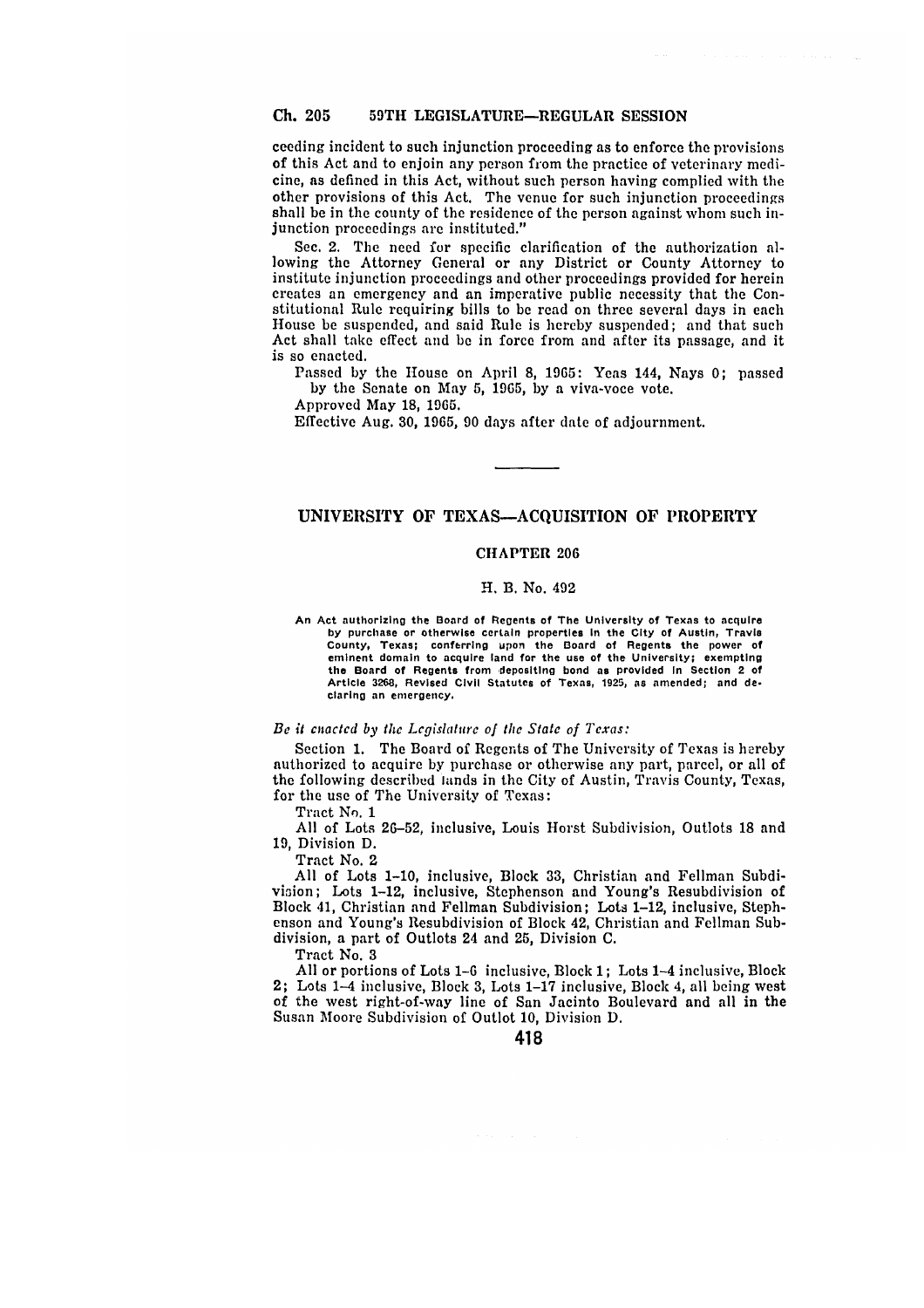ceeding incident to such injunction proceeding as to enforce the provisions of this Act and to enjoin any person from the practice of veterinary medicine, as defined in this Act, without such person having complied with the other provisions of this Act. The venue for such injunction proceedings shall be in the county of the residence of the person against whom such injunction proceedings are instituted."

Sec. 2. The need for specific clarification of the authorization allowing the Attorney General or any District or County Attorney to institute injunction proceedings and other proceedings provided for herein creates an emergency and an imperative public necessity that the Constitutional Rule requiring bills to be read on three several days in each House be suspended, and said Rule is hereby suspended; and that such Act shall take effect and be in force from and after its passage, and it is so enacted.

Passed by the House on April 8, 1965: Yeas 144, Nays 0; passed by the Senate on May 5, 1965, by a viva-voce vote.

Approved May 18, 1965.

Effective Aug. 30, 1965, 90 days after date of adjournment.

---

## UNIVERSITY OF TEXAS—ACQUISITION OF PROPERTY

### CHAPTER 206

### H. B. No. 492

**An Act authorizing the Board of Regents of The University of Texas to acquire by purchase or otherwise certain properties in the City of Austin, Travis County, Texas; conferring upon the Board of Regents the power of eminent domain to acquire land for the use of the University; exempting the Board of Regents from depositing bond as provided in Section 2 of Article 3268, Revised Civil Statutes of Texas, 1925, as amended; and declaring an emergency.**

*Be it enacted by the Legislature of the State of Texas:*

Section 1. The Board of Regents of The University of Texas is hereby authorized to acquire by purchase or otherwise any part, parcel, or all of the following described lands in the City of Austin, Travis County, Texas, for the use of The University of Texas:

Tract No. 1

All of Lots 26–52, inclusive, Louis Horst Subdivision, Outlots 18 and 19, Division D.

Tract No. 2

All of Lots 1–10, inclusive, Block 33, Christian and Fellman Subdivision; Lots 1–12, inclusive, Stephenson and Young's Resubdivision of Block 41, Christian and Fellman Subdivision; Lots 1–12, inclusive, Stephenson and Young's Resubdivision of Block 42, Christian and Fellman Subdivision, a part of Outlots 24 and 25, Division C.

Tract No. 3

All or portions of Lots 1–6 inclusive, Block 1; Lots 1–4 inclusive, Block 2; Lots 1–4 inclusive, Block 3, Lots 1–17 inclusive, Block 4, all being west of the west right-of-way line of San Jacinto Boulevard and all in the Susan Moore Subdivision of Outlot 10, Division D.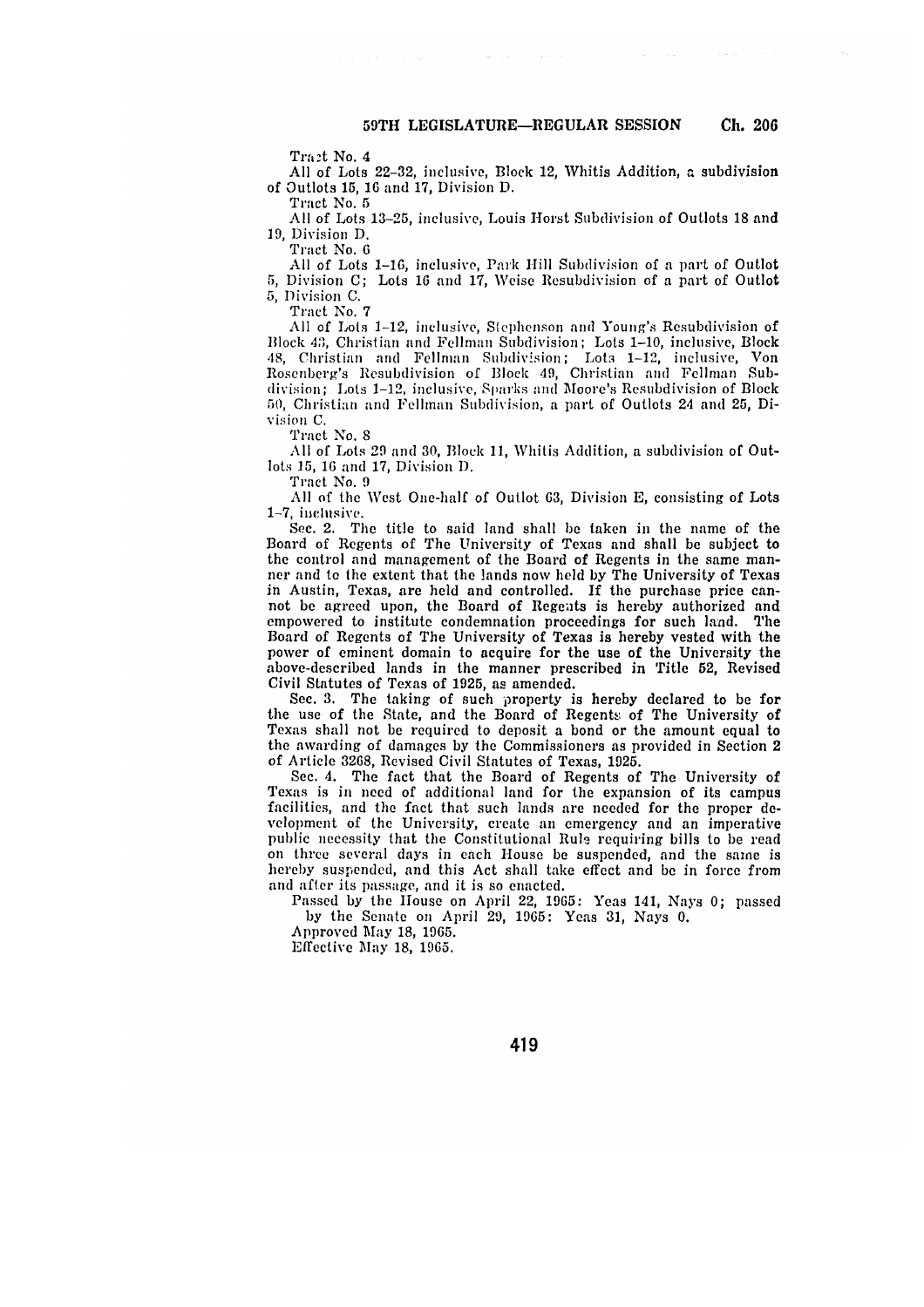Tract No. 4

All of Lots 22–32, inclusive, Block 12, Whitis Addition, a subdivision of Outlots 15, 16 and 17, Division D.

Tract No. 5

All of Lots 13–25, inclusive, Louis Horst Subdivision of Outlots 18 and 19, Division D.

Tract No. 6

All of Lots 1–16, inclusive, Park Hill Subdivision of a part of Outlot 5, Division C; Lots 16 and 17, Weise Resubdivision of a part of Outlot 5, Division C.

Tract No. 7

All of Lots 1–12, inclusive, Stephenson and Young's Resubdivision of Block 43, Christian and Fellman Subdivision; Lots 1–10, inclusive, Block 48, Christian and Fellman Subdivision; Lots 1–12, inclusive, Von Rosenberg's Resubdivision of Block 49, Christian and Fellman Subdivision; Lots 1–12, inclusive, Sparks and Moore's Resubdivision of Block 50, Christian and Fellman Subdivision, a part of Outlots 24 and 25, Division C.

Tract No. 8

All of Lots 29 and 30, Block 11, Whitis Addition, a subdivision of Outlots 15, 16 and 17, Division D.

Tract No. 9

All of the West One-half of Outlot 63, Division E, consisting of Lots 1–7, inclusive.

Sec. 2. The title to said land shall be taken in the name of the Board of Regents of The University of Texas and shall be subject to the control and management of the Board of Regents in the same manner and to the extent that the lands now held by The University of Texas in Austin, Texas, are held and controlled. If the purchase price cannot be agreed upon, the Board of Regents is hereby authorized and empowered to institute condemnation proceedings for such land. The Board of Regents of The University of Texas is hereby vested with the power of eminent domain to acquire for the use of the University the above-described lands in the manner prescribed in Title 52, Revised Civil Statutes of Texas of 1925, as amended.

Sec. 3. The taking of such property is hereby declared to be for the use of the State, and the Board of Regents of The University of Texas shall not be required to deposit a bond or the amount equal to the awarding of damages by the Commissioners as provided in Section 2 of Article 3268, Revised Civil Statutes of Texas, 1925.

Sec. 4. The fact that the Board of Regents of The University of Texas is in need of additional land for the expansion of its campus facilities, and the fact that such lands are needed for the proper development of the University, create an emergency and an imperative public necessity that the Constitutional Rule requiring bills to be read on three several days in each House be suspended, and the same is hereby suspended, and this Act shall take effect and be in force from and after its passage, and it is so enacted.

Passed by the House on April 22, 1965: Yeas 141, Nays 0; passed by the Senate on April 29, 1965: Yeas 31, Nays 0.

Approved May 18, 1965.

Effective May 18, 1965.